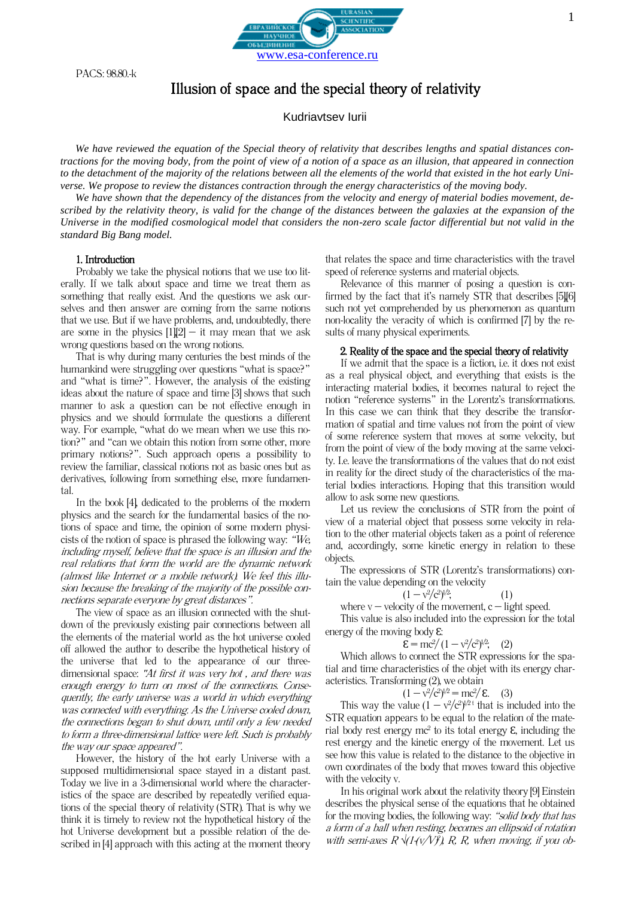PACS: 98.80.-k

# Illusion of space and the special theory of relativity

Kudriavtsev Iurii

*We have reviewed the equation of the Special theory of relativity that describes lengths and spatial distances contractions for the moving body, from the point of view of a notion of a space as an illusion, that appeared in connection to the detachment of the majority of the relations between all the elements of the world that existed in the hot early Universe. We propose to review the distances contraction through the energy characteristics of the moving body.*

*We have shown that the dependency of the distances from the velocity and energy of material bodies movement, described by the relativity theory, is valid for the change of the distances between the galaxies at the expansion of the Universe in the modified cosmological model that considers the non-zero scale factor differential but not valid in the standard Big Bang model.*

## 1. Introduction

Probably we take the physical notions that we use too literally. If we talk about space and time we treat them as something that really exist. And the questions we ask ourselves and then answer are coming from the same notions that we use. But if we have problems, and, undoubtedly, there are some in the physics [1],[2] – it may mean that we ask wrong questions based on the wrong notions.

That is why during many centuries the best minds of the humankind were struggling over questions "what is space?" and "what is time?". However, the analysis of the existing ideas about the nature of space and time [3] shows that such manner to ask a question can be not effective enough in physics and we should formulate the questions a different way. For example, "what do we mean when we use this notion?" and "can we obtain this notion from some other, more primary notions?". Such approach opens a possibility to review the familiar, classical notions not as basic ones but as derivatives, following from something else, more fundamental.

In the book [4], dedicated to the problems of the modern physics and the search for the fundamental basics of the notions of space and time, the opinion of some modern physicists of the notion of space is phrased the following way: *"We, including myself, believe that the space is an illusion and the real relations that form the world are the dynamic network (almost like Internet or a mobile network). We feel this illusion because the breaking of the majority of the possible connections separate everyone by great distances".*

The view of space as an illusion connected with the shutdown of the previously existing pair connections between all the elements of the material world as the hot universe cooled off allowed the author to describe the hypothetical history of the universe that led to the appearance of our three-dimensional space: *"At first it was very hot , and there was enough energy to turn on most of the connections. Consequently, the early universe was a world in which everything was connected with everything. As the Universe cooled down, the connections began to shut down, until only a few needed to form a three-dimensional lattice were left. Such is probably the way our space appeared".*

However, the history of the hot early Universe with a supposed multidimensional space stayed in a distant past. Today we live in a 3-dimensional world where the characteristics of the space are described by repeatedly verified equations of the special theory of relativity (STR). That is why we think it is timely to review not the hypothetical history of the hot Universe development but a possible relation of the described in [4] approach with this acting at the moment theory that relates the space and time characteristics with the travel speed of reference systems and material objects.

Relevance of this manner of posing a question is confirmed by the fact that it's namely STR that describes [5],[6] such not yet comprehended by us phenomenon as quantum non-locality the veracity of which is confirmed [7] by the results of many physical experiments.

## 2. Reality of the space and the special theory of relativity

If we admit that the space is a fiction, i.e. it does not exist as a real physical object, and everything that exists is the interacting material bodies, it becomes natural to reject the notion "reference systems" in the Lorentz's transformations. In this case we can think that they describe the transformation of spatial and time values not from the point of view of some reference system that moves at some velocity, but from the point of view of the body moving at the same velocity. I.e. leave the transformations of the values that do not exist in reality for the direct study of the characteristics of the material bodies interactions. Hoping that this transition would allow to ask some new questions.

Let us review the conclusions of STR from the point of view of a material object that possess some velocity in relation to the other material objects taken as a point of reference and, accordingly, some kinetic energy in relation to these objects.

The expressions of STR (Lorentz's transformations) contain the value depending on the velocity

$$(1 - v^2/c^2)^{1/2}; \qquad (1)$$

where v – velocity of the movement, c – light speed.

This value is also included into the expression for the total energy of the moving body Ɛ:

$$Ɛ = mc^2/(1 - v^2/c^2)^{1/2}; \qquad (2)$$

Which allows to connect the STR expressions for the spatial and time characteristics of the objet with its energy characteristics. Transforming (2), we obtain

$$(1 - v^2/c^2)^{1/2} = mc^2/Ɛ. \qquad (3)$$

This way the value $(1 - v^2/c^2)^{1/2}$ that is included into the STR equation appears to be equal to the relation of the material body rest energy $mc^2$ to its total energy Ɛ, including the rest energy and the kinetic energy of the movement. Let us see how this value is related to the distance to the objective in own coordinates of the body that moves toward this objective with the velocity v.

In his original work about the relativity theory [9] Einstein describes the physical sense of the equations that he obtained for the moving bodies, the following way: *"solid body that has a form of a ball when resting, becomes an ellipsoid of rotation with semi-axes $R\sqrt{(1-(v/V)^2)}$, R, R, when moving, if you ob-*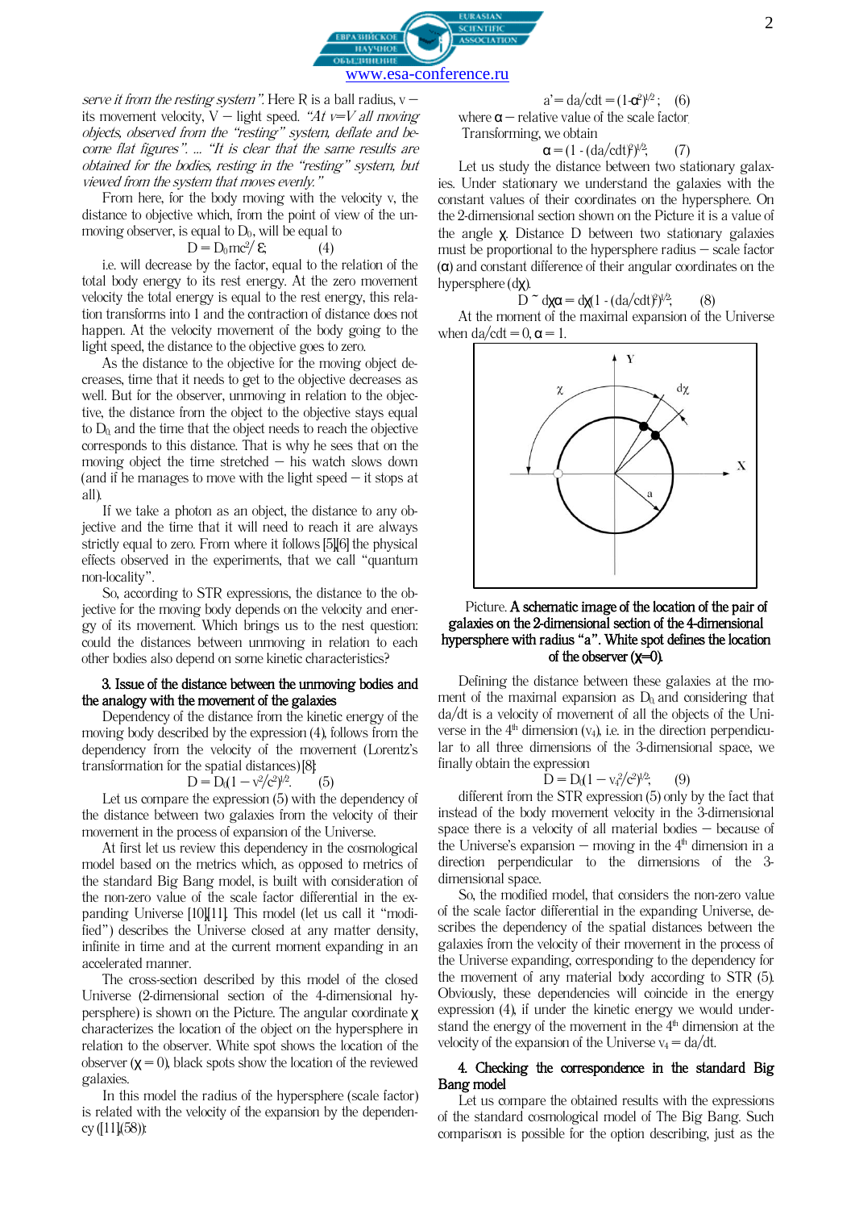*serve it from the resting system".* Here R is a ball radius, v – its movement velocity, V – light speed. *"At v=V all moving objects, observed from the "resting" system, deflate and become flat figures". ... "It is clear that the same results are obtained for the bodies, resting in the "resting" system, but viewed from the system that moves evenly."*

From here, for the body moving with the velocity v, the distance to objective which, from the point of view of the unmoving observer, is equal to $D_0$, will be equal to

$$D = D_0 mc^2/\,\varepsilon; \qquad (4)$$

i.e. will decrease by the factor, equal to the relation of the total body energy to its rest energy. At the zero movement velocity the total energy is equal to the rest energy, this relation transforms into 1 and the contraction of distance does not happen. At the velocity movement of the body going to the light speed, the distance to the objective goes to zero.

As the distance to the objective for the moving object decreases, time that it needs to get to the objective decreases as well. But for the observer, unmoving in relation to the objective, the distance from the object to the objective stays equal to $D_0$ and the time that the object needs to reach the objective corresponds to this distance. That is why he sees that on the moving object the time stretched – his watch slows down (and if he manages to move with the light speed – it stops at all).

If we take a photon as an object, the distance to any objective and the time that it will need to reach it are always strictly equal to zero. From where it follows [5],[6] the physical effects observed in the experiments, that we call "quantum non-locality".

So, according to STR expressions, the distance to the objective for the moving body depends on the velocity and energy of its movement. Which brings us to the nest question: could the distances between unmoving in relation to each other bodies also depend on some kinetic characteristics?

## 3. Issue of the distance between the unmoving bodies and the analogy with the movement of the galaxies

Dependency of the distance from the kinetic energy of the moving body described by the expression (4), follows from the dependency from the velocity of the movement (Lorentz's transformation for the spatial distances) [8]:

$$D = D_0(1 - v^2/c^2)^{1/2}. \qquad (5)$$

Let us compare the expression (5) with the dependency of the distance between two galaxies from the velocity of their movement in the process of expansion of the Universe.

At first let us review this dependency in the cosmological model based on the metrics which, as opposed to metrics of the standard Big Bang model, is built with consideration of the non-zero value of the scale factor differential in the expanding Universe [10],[11]. This model (let us call it "modified") describes the Universe closed at any matter density, infinite in time and at the current moment expanding in an accelerated manner.

The cross-section described by this model of the closed Universe (2-dimensional section of the 4-dimensional hypersphere) is shown on the Picture. The angular coordinate $\chi$ characterizes the location of the object on the hypersphere in relation to the observer. White spot shows the location of the observer ($\chi = 0$), black spots show the location of the reviewed galaxies.

In this model the radius of the hypersphere (scale factor) is related with the velocity of the expansion by the dependency ([11](58)):

$$a' = da/cdt = (1-\alpha^2)^{1/2}; \quad (6)$$

where $\alpha$ – relative value of the scale factor.

Transforming, we obtain

$$\alpha = (1 - (da/cdt)^2)^{1/2}; \quad (7)$$

Let us study the distance between two stationary galaxies. Under stationary we understand the galaxies with the constant values of their coordinates on the hypersphere. On the 2-dimensional section shown on the Picture it is a value of the angle $\chi$. Distance D between two stationary galaxies must be proportional to the hypersphere radius – scale factor ($\alpha$) and constant difference of their angular coordinates on the hypersphere ($d\chi$).

$$D \sim d\chi\alpha = d\chi(1 - (da/cdt)^2)^{1/2}; \quad (8)$$

At the moment of the maximal expansion of the Universe when $da/cdt = 0$, $\alpha = 1$.

**Picture. A schematic image of the location of the pair of galaxies on the 2-dimensional section of the 4-dimensional hypersphere with radius "a". White spot defines the location of the observer ($\chi$=0).**

Defining the distance between these galaxies at the moment of the maximal expansion as $D_0$ and considering that $da/dt$ is a velocity of movement of all the objects of the Universe in the 4[th] dimension ($v_4$), i.e. in the direction perpendicular to all three dimensions of the 3-dimensional space, we finally obtain the expression

$$D = D_0(1 - v_4^2/c^2)^{1/2}, \qquad (9)$$

different from the STR expression (5) only by the fact that instead of the body movement velocity in the 3-dimensional space there is a velocity of all material bodies – because of the Universe's expansion – moving in the 4[th] dimension in a direction perpendicular to the dimensions of the 3-dimensional space.

So, the modified model, that considers the non-zero value of the scale factor differential in the expanding Universe, describes the dependency of the spatial distances between the galaxies from the velocity of their movement in the process of the Universe expanding, corresponding to the dependency for the movement of any material body according to STR (5). Obviously, these dependencies will coincide in the energy expression (4), if under the kinetic energy we would understand the energy of the movement in the 4[th] dimension at the velocity of the expansion of the Universe $v_4 = da/dt$.

## 4. Checking the correspondence in the standard Big Bang model

Let us compare the obtained results with the expressions of the standard cosmological model of The Big Bang. Such comparison is possible for the option describing, just as the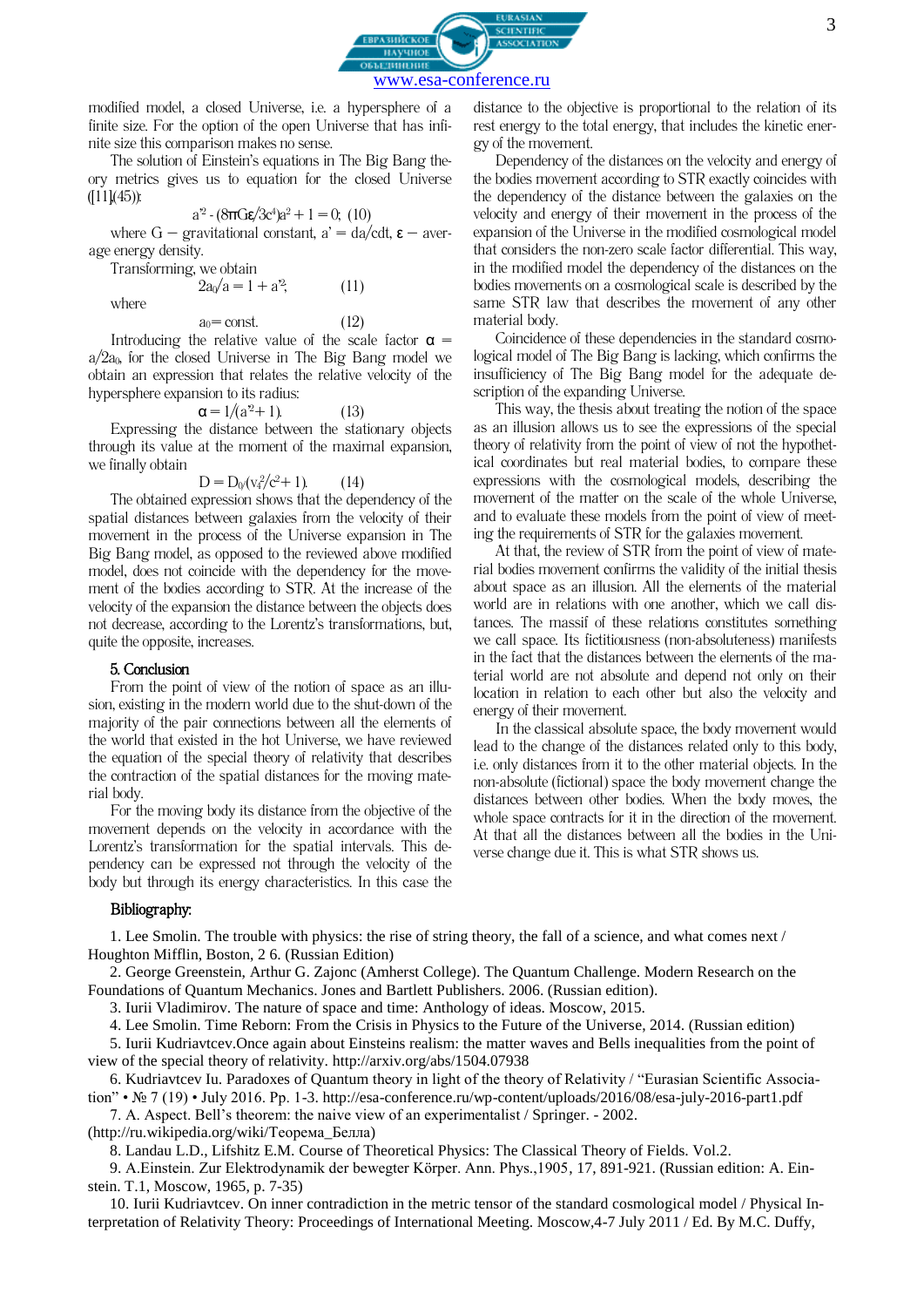modified model, a closed Universe, i.e. a hypersphere of a finite size. For the option of the open Universe that has infinite size this comparison makes no sense.

The solution of Einstein's equations in The Big Bang theory metrics gives us to equation for the closed Universe ([11](45)):

$$a'^2 - (8\pi G\varepsilon/3c^4)a^2 + 1 = 0; \quad (10)$$

where G – gravitational constant, $a' = da/cdt$, ε – average energy density.

Transforming, we obtain

$$2a_0/a = 1 + a'^2; \quad (11)$$

where

$$a_0 = \text{const.} \quad (12)$$

Introducing the relative value of the scale factor $\alpha = a/2a_0$, for the closed Universe in The Big Bang model we obtain an expression that relates the relative velocity of the hypersphere expansion to its radius:

$$\alpha = 1/(a'^2 + 1). \quad (13)$$

Expressing the distance between the stationary objects through its value at the moment of the maximal expansion, we finally obtain

$$D = D_0(v_a^2/c^2 + 1). \quad (14)$$

The obtained expression shows that the dependency of the spatial distances between galaxies from the velocity of their movement in the process of the Universe expansion in The Big Bang model, as opposed to the reviewed above modified model, does not coincide with the dependency for the movement of the bodies according to STR. At the increase of the velocity of the expansion the distance between the objects does not decrease, according to the Lorentz's transformations, but, quite the opposite, increases.

## 5. Conclusion

From the point of view of the notion of space as an illusion, existing in the modern world due to the shut-down of the majority of the pair connections between all the elements of the world that existed in the hot Universe, we have reviewed the equation of the special theory of relativity that describes the contraction of the spatial distances for the moving material body.

For the moving body its distance from the objective of the movement depends on the velocity in accordance with the Lorentz's transformation for the spatial intervals. This dependency can be expressed not through the velocity of the body but through its energy characteristics. In this case the distance to the objective is proportional to the relation of its rest energy to the total energy, that includes the kinetic energy of the movement.

Dependency of the distances on the velocity and energy of the bodies movement according to STR exactly coincides with the dependency of the distance between the galaxies on the velocity and energy of their movement in the process of the expansion of the Universe in the modified cosmological model that considers the non-zero scale factor differential. This way, in the modified model the dependency of the distances on the bodies movements on a cosmological scale is described by the same STR law that describes the movement of any other material body.

Coincidence of these dependencies in the standard cosmological model of The Big Bang is lacking, which confirms the insufficiency of The Big Bang model for the adequate description of the expanding Universe.

This way, the thesis about treating the notion of the space as an illusion allows us to see the expressions of the special theory of relativity from the point of view of not the hypothetical coordinates but real material bodies, to compare these expressions with the cosmological models, describing the movement of the matter on the scale of the whole Universe, and to evaluate these models from the point of view of meeting the requirements of STR for the galaxies movement.

At that, the review of STR from the point of view of material bodies movement confirms the validity of the initial thesis about space as an illusion. All the elements of the material world are in relations with one another, which we call distances. The massif of these relations constitutes something we call space. Its fictitiousness (non-absoluteness) manifests in the fact that the distances between the elements of the material world are not absolute and depend not only on their location in relation to each other but also the velocity and energy of their movement.

In the classical absolute space, the body movement would lead to the change of the distances related only to this body, i.e. only distances from it to the other material objects. In the non-absolute (fictional) space the body movement change the distances between other bodies. When the body moves, the whole space contracts for it in the direction of the movement. At that all the distances between all the bodies in the Universe change due it. This is what STR shows us.

## Bibliography:

1. Lee Smolin. The trouble with physics: the rise of string theory, the fall of a science, and what comes next / Houghton Mifflin, Boston, 2 6. (Russian Edition)
2. George Greenstein, Arthur G. Zajonc (Amherst College). The Quantum Challenge. Modern Research on the Foundations of Quantum Mechanics. Jones and Bartlett Publishers. 2006. (Russian edition).
3. Iurii Vladimirov. The nature of space and time: Anthology of ideas. Moscow, 2015.
4. Lee Smolin. Time Reborn: From the Crisis in Physics to the Future of the Universe, 2014. (Russian edition)
5. Iurii Kudriavtcev.Once again about Einsteins realism: the matter waves and Bells inequalities from the point of view of the special theory of relativity. http://arxiv.org/abs/1504.07938
6. Kudriavtcev Iu. Paradoxes of Quantum theory in light of the theory of Relativity / "Eurasian Scientific Association" • № 7 (19) • July 2016. Pp. 1-3. http://esa-conference.ru/wp-content/uploads/2016/08/esa-july-2016-part1.pdf
7. A. Aspect. Bell's theorem: the naive view of an experimentalist / Springer. - 2002. (http://ru.wikipedia.org/wiki/Теорема_Белла)
8. Landau L.D., Lifshitz E.M. Course of Theoretical Physics: The Classical Theory of Fields. Vol.2.
9. A.Einstein. Zur Elektrodynamik der bewegter Körper. Ann. Phys.,1905, 17, 891-921. (Russian edition: A. Einstein. T.1, Moscow, 1965, p. 7-35)
10. Iurii Kudriavtcev. On inner contradiction in the metric tensor of the standard cosmological model / Physical Interpretation of Relativity Theory: Proceedings of International Meeting. Moscow,4-7 July 2011 / Ed. By M.C. Duffy,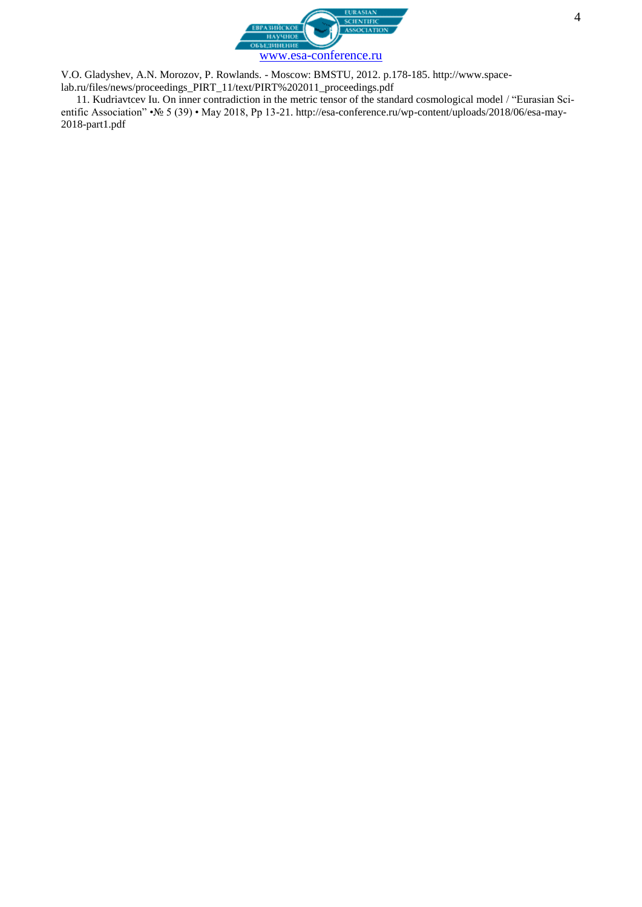V.O. Gladyshev, A.N. Morozov, P. Rowlands. - Moscow: BMSTU, 2012. p.178-185. http://www.space-lab.ru/files/news/proceedings_PIRT_11/text/PIRT%202011_proceedings.pdf

11. Kudriavtcev Iu. On inner contradiction in the metric tensor of the standard cosmological model / "Eurasian Scientific Association" •№ 5 (39) • May 2018, Pp 13-21. http://esa-conference.ru/wp-content/uploads/2018/06/esa-may-2018-part1.pdf